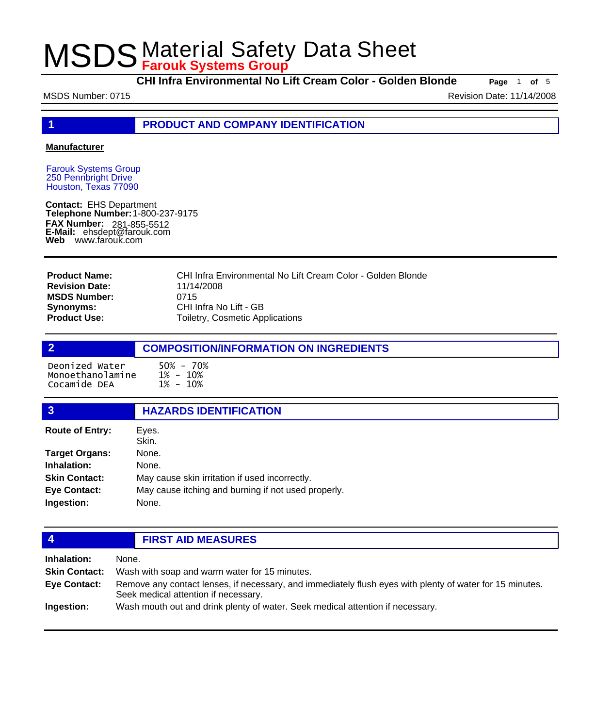# MSDS Material Safety Data Sheet
**Farouk Systems Group**

**CHI Infra Environmental No Lift Cream Color - Golden Blonde**

MSDS Number: 0715    Revision Date: 11/14/2008

## 1 PRODUCT AND COMPANY IDENTIFICATION

**Manufacturer**

Farouk Systems Group
250 Pennbright Drive
Houston, Texas 77090

**Contact:** EHS Department
**Telephone Number:** 1-800-237-9175
**FAX Number:** 281-855-5512
**E-Mail:** ehsdept@farouk.com
**Web** www.farouk.com

| | |
|---|---|
| **Product Name:** | CHI Infra Environmental No Lift Cream Color - Golden Blonde |
| **Revision Date:** | 11/14/2008 |
| **MSDS Number:** | 0715 |
| **Synonyms:** | CHI Infra No Lift - GB |
| **Product Use:** | Toiletry, Cosmetic Applications |

## 2 COMPOSITION/INFORMATION ON INGREDIENTS

| | |
|---|---|
| Deonized Water | 50% - 70% |
| Monoethanolamine | 1% - 10% |
| Cocamide DEA | 1% - 10% |

## 3 HAZARDS IDENTIFICATION

| | |
|---|---|
| **Route of Entry:** | Eyes.<br>Skin. |
| **Target Organs:** | None. |
| **Inhalation:** | None. |
| **Skin Contact:** | May cause skin irritation if used incorrectly. |
| **Eye Contact:** | May cause itching and burning if not used properly. |
| **Ingestion:** | None. |

## 4 FIRST AID MEASURES

| | |
|---|---|
| **Inhalation:** | None. |
| **Skin Contact:** | Wash with soap and warm water for 15 minutes. |
| **Eye Contact:** | Remove any contact lenses, if necessary, and immediately flush eyes with plenty of water for 15 minutes. Seek medical attention if necessary. |
| **Ingestion:** | Wash mouth out and drink plenty of water. Seek medical attention if necessary. |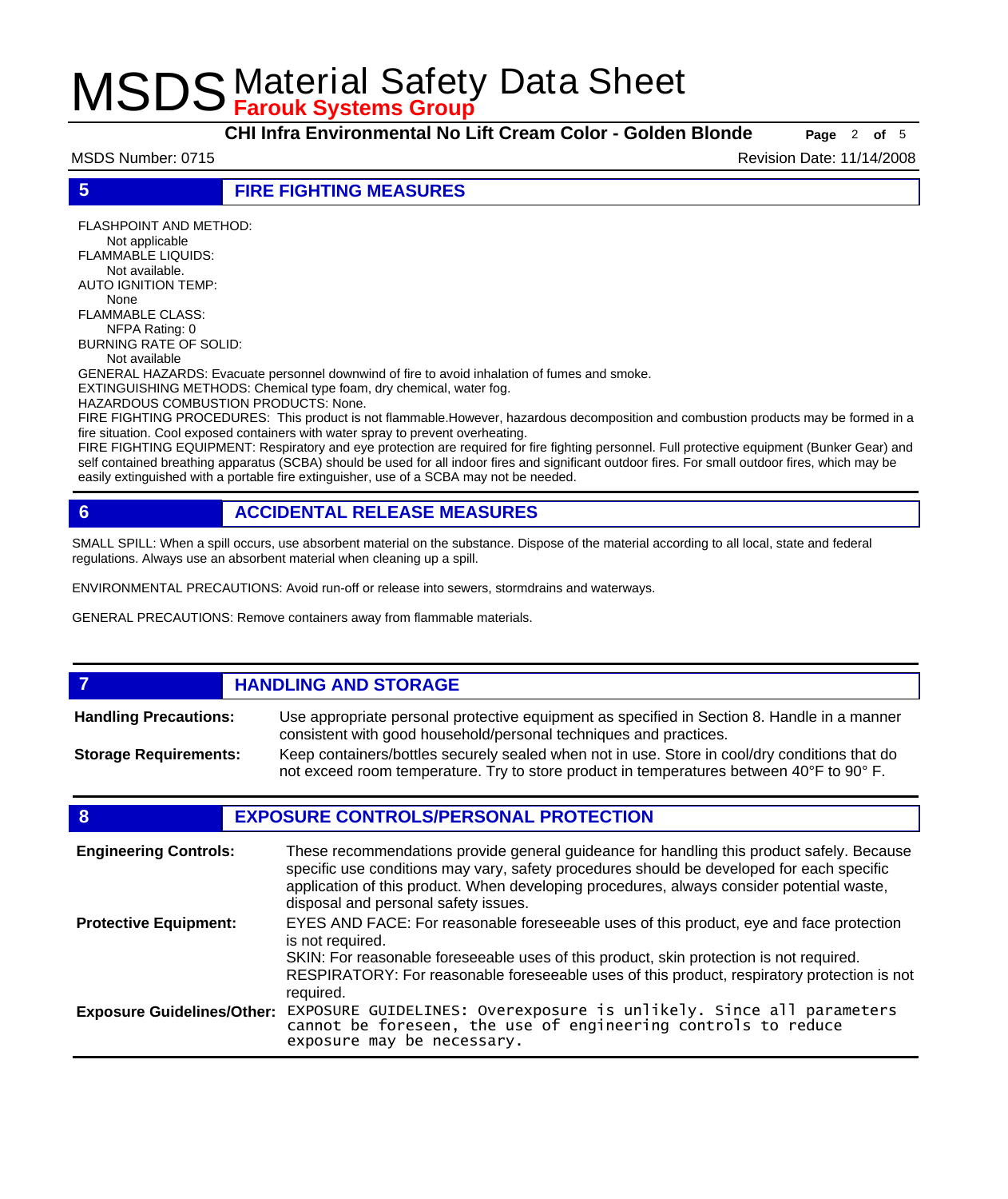## 5 FIRE FIGHTING MEASURES

FLASHPOINT AND METHOD:
Not applicable
FLAMMABLE LIQUIDS:
Not available.
AUTO IGNITION TEMP:
None
FLAMMABLE CLASS:
NFPA Rating: 0
BURNING RATE OF SOLID:
Not available
GENERAL HAZARDS: Evacuate personnel downwind of fire to avoid inhalation of fumes and smoke.
EXTINGUISHING METHODS: Chemical type foam, dry chemical, water fog.
HAZARDOUS COMBUSTION PRODUCTS: None.
FIRE FIGHTING PROCEDURES: This product is not flammable.However, hazardous decomposition and combustion products may be formed in a fire situation. Cool exposed containers with water spray to prevent overheating.
FIRE FIGHTING EQUIPMENT: Respiratory and eye protection are required for fire fighting personnel. Full protective equipment (Bunker Gear) and self contained breathing apparatus (SCBA) should be used for all indoor fires and significant outdoor fires. For small outdoor fires, which may be easily extinguished with a portable fire extinguisher, use of a SCBA may not be needed.

## 6 ACCIDENTAL RELEASE MEASURES

SMALL SPILL: When a spill occurs, use absorbent material on the substance. Dispose of the material according to all local, state and federal regulations. Always use an absorbent material when cleaning up a spill.

ENVIRONMENTAL PRECAUTIONS: Avoid run-off or release into sewers, stormdrains and waterways.

GENERAL PRECAUTIONS: Remove containers away from flammable materials.

## 7 HANDLING AND STORAGE

**Handling Precautions:** Use appropriate personal protective equipment as specified in Section 8. Handle in a manner consistent with good household/personal techniques and practices.

**Storage Requirements:** Keep containers/bottles securely sealed when not in use. Store in cool/dry conditions that do not exceed room temperature. Try to store product in temperatures between 40°F to 90° F.

## 8 EXPOSURE CONTROLS/PERSONAL PROTECTION

**Engineering Controls:** These recommendations provide general guideance for handling this product safely. Because specific use conditions may vary, safety procedures should be developed for each specific application of this product. When developing procedures, always consider potential waste, disposal and personal safety issues.

**Protective Equipment:** EYES AND FACE: For reasonable foreseeable uses of this product, eye and face protection is not required.
SKIN: For reasonable foreseeable uses of this product, skin protection is not required.
RESPIRATORY: For reasonable foreseeable uses of this product, respiratory protection is not required.

**Exposure Guidelines/Other:** EXPOSURE GUIDELINES: Overexposure is unlikely. Since all parameters cannot be foreseen, the use of engineering controls to reduce exposure may be necessary.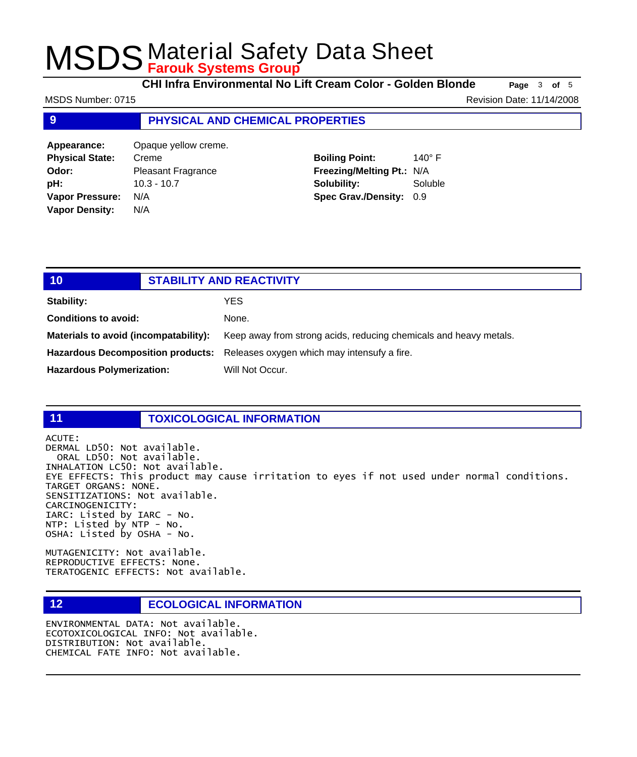# MSDS Material Safety Data Sheet
**Farouk Systems Group**

**CHI Infra Environmental No Lift Cream Color - Golden Blonde**

MSDS Number: 0715

Revision Date: 11/14/2008

## 9 PHYSICAL AND CHEMICAL PROPERTIES

| | | | |
|---|---|---|---|
| **Appearance:** | Opaque yellow creme. | | |
| **Physical State:** | Creme | **Boiling Point:** | 140° F |
| **Odor:** | Pleasant Fragrance | **Freezing/Melting Pt.:** | N/A |
| **pH:** | 10.3 - 10.7 | **Solubility:** | Soluble |
| **Vapor Pressure:** | N/A | **Spec Grav./Density:** | 0.9 |
| **Vapor Density:** | N/A | | |

## 10 STABILITY AND REACTIVITY

| | |
|---|---|
| **Stability:** | YES |
| **Conditions to avoid:** | None. |
| **Materials to avoid (incompatability):** | Keep away from strong acids, reducing chemicals and heavy metals. |
| **Hazardous Decomposition products:** | Releases oxygen which may intensufy a fire. |
| **Hazardous Polymerization:** | Will Not Occur. |

## 11 TOXICOLOGICAL INFORMATION

ACUTE:
DERMAL LD50: Not available.
ORAL LD50: Not available.
INHALATION LC50: Not available.
EYE EFFECTS: This product may cause irritation to eyes if not used under normal conditions.
TARGET ORGANS: NONE.
SENSITIZATIONS: Not available.
CARCINOGENICITY:
IARC: Listed by IARC - No.
NTP: Listed by NTP - No.
OSHA: Listed by OSHA - No.

MUTAGENICITY: Not available.
REPRODUCTIVE EFFECTS: None.
TERATOGENIC EFFECTS: Not available.

## 12 ECOLOGICAL INFORMATION

ENVIRONMENTAL DATA: Not available.
ECOTOXICOLOGICAL INFO: Not available.
DISTRIBUTION: Not available.
CHEMICAL FATE INFO: Not available.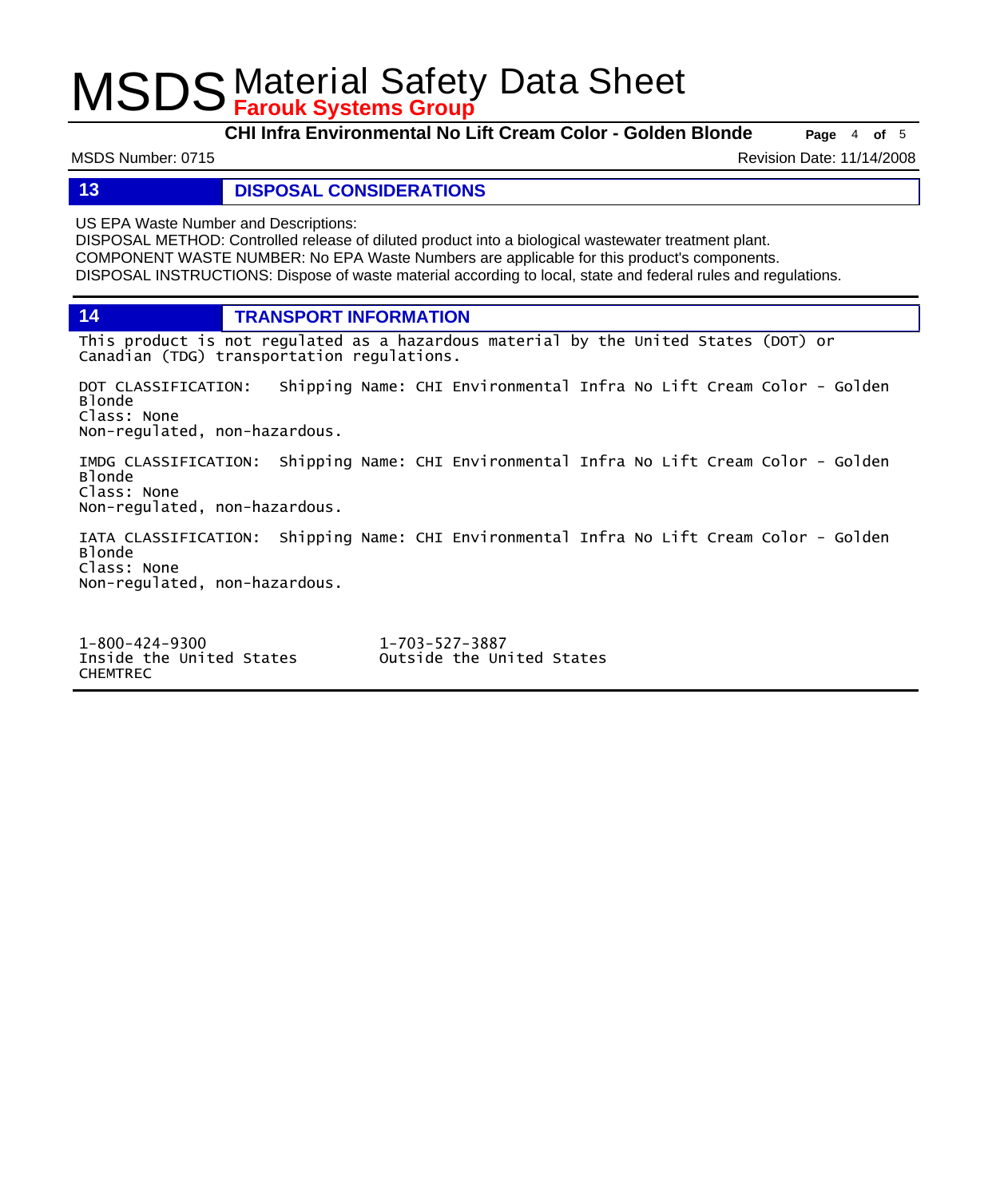## 13 DISPOSAL CONSIDERATIONS

US EPA Waste Number and Descriptions:
DISPOSAL METHOD: Controlled release of diluted product into a biological wastewater treatment plant.
COMPONENT WASTE NUMBER: No EPA Waste Numbers are applicable for this product's components.
DISPOSAL INSTRUCTIONS: Dispose of waste material according to local, state and federal rules and regulations.

## 14 TRANSPORT INFORMATION

This product is not regulated as a hazardous material by the United States (DOT) or Canadian (TDG) transportation regulations.

DOT CLASSIFICATION: Shipping Name: CHI Environmental Infra No Lift Cream Color - Golden Blonde
Class: None
Non-regulated, non-hazardous.

IMDG CLASSIFICATION: Shipping Name: CHI Environmental Infra No Lift Cream Color - Golden Blonde
Class: None
Non-regulated, non-hazardous.

IATA CLASSIFICATION: Shipping Name: CHI Environmental Infra No Lift Cream Color - Golden Blonde
Class: None
Non-regulated, non-hazardous.

1-800-424-9300
Inside the United States
CHEMTREC

1-703-527-3887
Outside the United States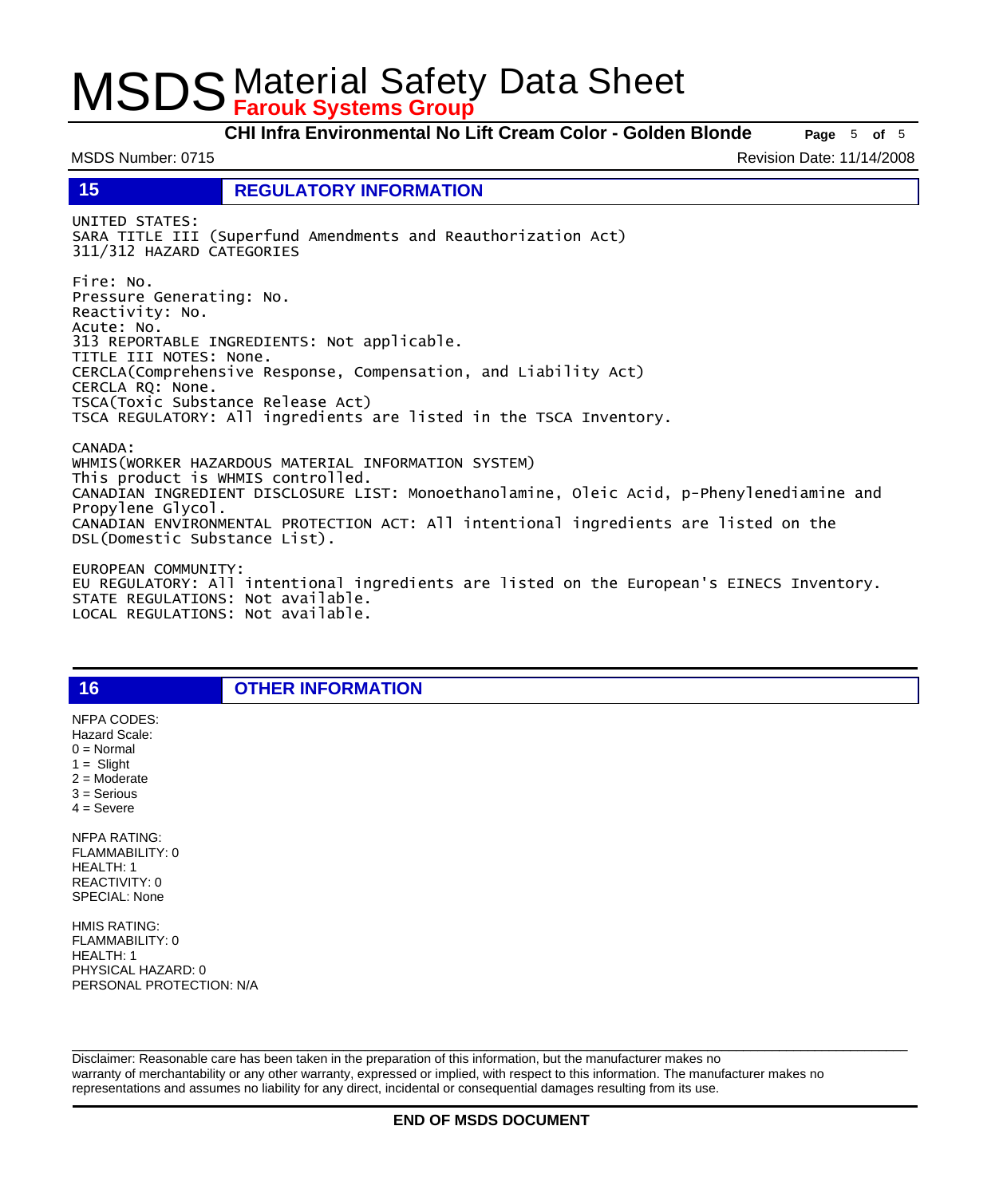## 15 REGULATORY INFORMATION

UNITED STATES:
SARA TITLE III (Superfund Amendments and Reauthorization Act)
311/312 HAZARD CATEGORIES

Fire: No.
Pressure Generating: No.
Reactivity: No.
Acute: No.
313 REPORTABLE INGREDIENTS: Not applicable.
TITLE III NOTES: None.
CERCLA(Comprehensive Response, Compensation, and Liability Act)
CERCLA RQ: None.
TSCA(Toxic Substance Release Act)
TSCA REGULATORY: All ingredients are listed in the TSCA Inventory.

CANADA:
WHMIS(WORKER HAZARDOUS MATERIAL INFORMATION SYSTEM)
This product is WHMIS controlled.
CANADIAN INGREDIENT DISCLOSURE LIST: Monoethanolamine, Oleic Acid, p-Phenylenediamine and Propylene Glycol.
CANADIAN ENVIRONMENTAL PROTECTION ACT: All intentional ingredients are listed on the DSL(Domestic Substance List).

EUROPEAN COMMUNITY:
EU REGULATORY: All intentional ingredients are listed on the European's EINECS Inventory.
STATE REGULATIONS: Not available.
LOCAL REGULATIONS: Not available.

## 16 OTHER INFORMATION

NFPA CODES:
Hazard Scale:
0 = Normal
1 = Slight
2 = Moderate
3 = Serious
4 = Severe

NFPA RATING:
FLAMMABILITY: 0
HEALTH: 1
REACTIVITY: 0
SPECIAL: None

HMIS RATING:
FLAMMABILITY: 0
HEALTH: 1
PHYSICAL HAZARD: 0
PERSONAL PROTECTION: N/A

Disclaimer: Reasonable care has been taken in the preparation of this information, but the manufacturer makes no warranty of merchantability or any other warranty, expressed or implied, with respect to this information. The manufacturer makes no representations and assumes no liability for any direct, incidental or consequential damages resulting from its use.

**END OF MSDS DOCUMENT**